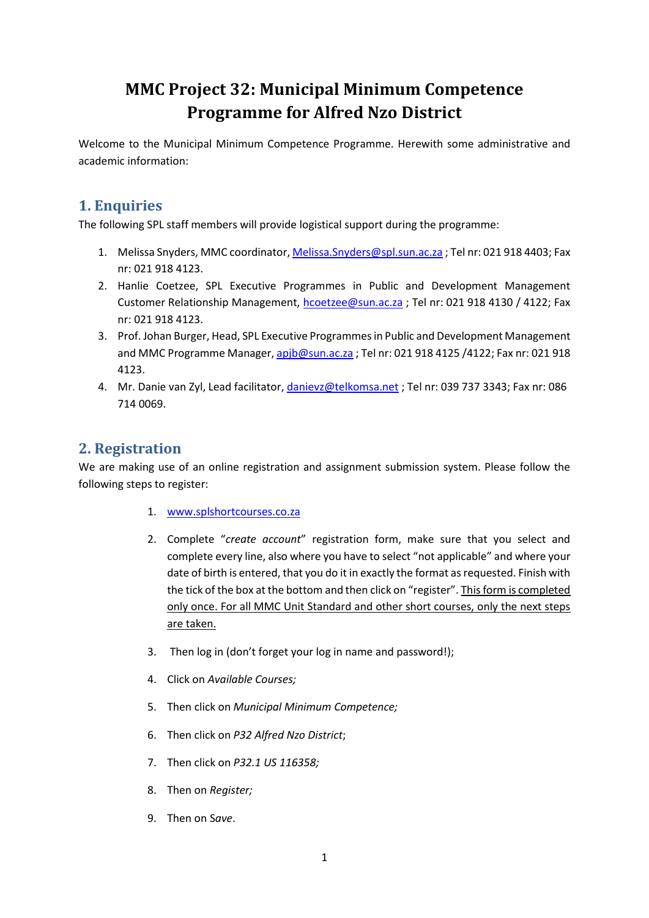# MMC Project 32: Municipal Minimum Competence Programme for Alfred Nzo District

Welcome to the Municipal Minimum Competence Programme. Herewith some administrative and academic information:

## 1. Enquiries

The following SPL staff members will provide logistical support during the programme:

1. Melissa Snyders, MMC coordinator, Melissa.Snyders@spl.sun.ac.za ; Tel nr: 021 918 4403; Fax nr: 021 918 4123.
2. Hanlie Coetzee, SPL Executive Programmes in Public and Development Management Customer Relationship Management, hcoetzee@sun.ac.za ; Tel nr: 021 918 4130 / 4122; Fax nr: 021 918 4123.
3. Prof. Johan Burger, Head, SPL Executive Programmes in Public and Development Management and MMC Programme Manager, apjb@sun.ac.za ; Tel nr: 021 918 4125 /4122; Fax nr: 021 918 4123.
4. Mr. Danie van Zyl, Lead facilitator, danievz@telkomsa.net ; Tel nr: 039 737 3343; Fax nr: 086 714 0069.

## 2. Registration

We are making use of an online registration and assignment submission system. Please follow the following steps to register:

1. www.splshortcourses.co.za
2. Complete "*create account*" registration form, make sure that you select and complete every line, also where you have to select "not applicable" and where your date of birth is entered, that you do it in exactly the format as requested. Finish with the tick of the box at the bottom and then click on "register". <u>This form is completed only once. For all MMC Unit Standard and other short courses, only the next steps are taken.</u>
3. Then log in (don't forget your log in name and password!);
4. Click on *Available Courses;*
5. Then click on *Municipal Minimum Competence;*
6. Then click on *P32 Alfred Nzo District*;
7. Then click on *P32.1 US 116358;*
8. Then on *Register;*
9. Then on S*ave*.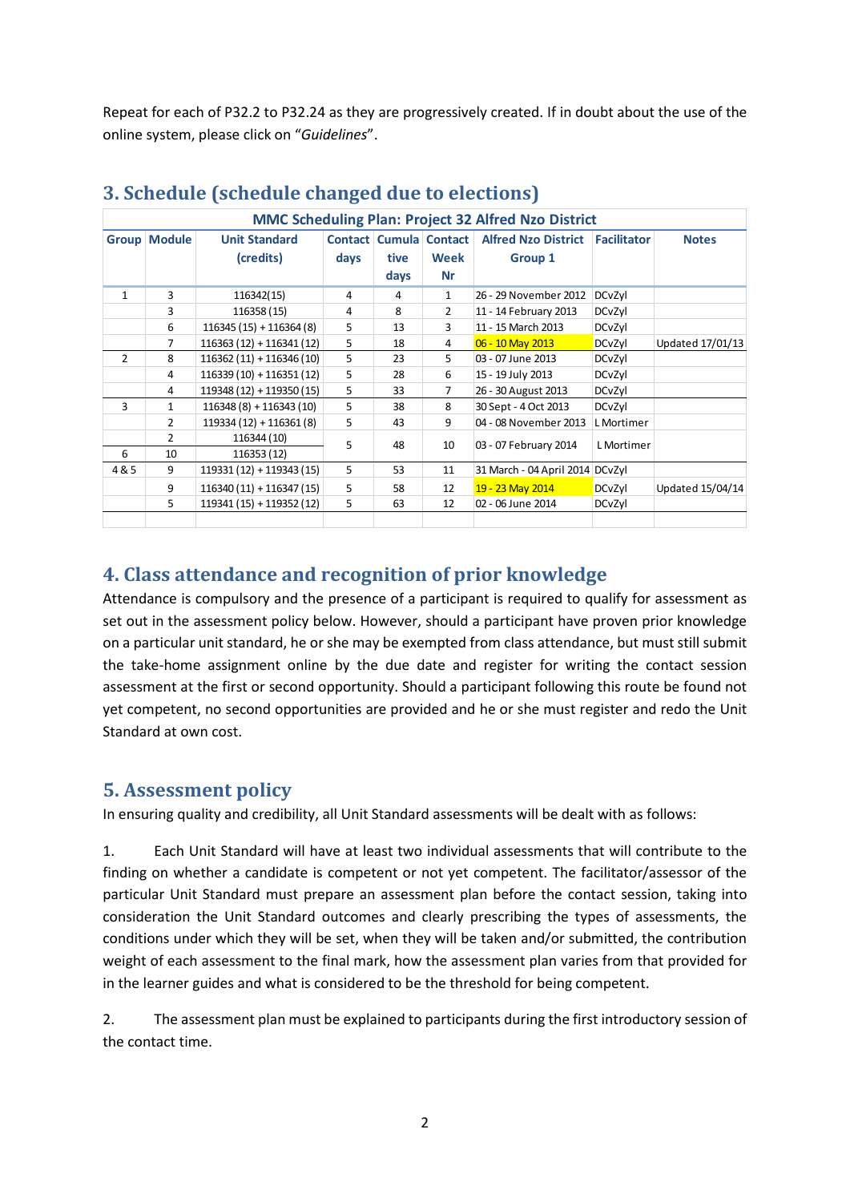Repeat for each of P32.2 to P32.24 as they are progressively created. If in doubt about the use of the online system, please click on "*Guidelines*".

## 3. Schedule (schedule changed due to elections)

**MMC Scheduling Plan: Project 32 Alfred Nzo District**

| Group | Module | Unit Standard (credits) | Contact days | Cumulative days | Contact Week Nr | Alfred Nzo District Group 1 | Facilitator | Notes |
|---|---|---|---|---|---|---|---|---|
| 1 | 3 | 116342(15) | 4 | 4 | 1 | 26 - 29 November 2012 | DCvZyl | |
| | 3 | 116358 (15) | 4 | 8 | 2 | 11 - 14 February 2013 | DCvZyl | |
| | 6 | 116345 (15) + 116364 (8) | 5 | 13 | 3 | 11 - 15 March 2013 | DCvZyl | |
| | 7 | 116363 (12) + 116341 (12) | 5 | 18 | 4 | 06 - 10 May 2013 | DCvZyl | Updated 17/01/13 |
| 2 | 8 | 116362 (11) + 116346 (10) | 5 | 23 | 5 | 03 - 07 June 2013 | DCvZyl | |
| | 4 | 116339 (10) + 116351 (12) | 5 | 28 | 6 | 15 - 19 July 2013 | DCvZyl | |
| | 4 | 119348 (12) + 119350 (15) | 5 | 33 | 7 | 26 - 30 August 2013 | DCvZyl | |
| 3 | 1 | 116348 (8) + 116343 (10) | 5 | 38 | 8 | 30 Sept - 4 Oct 2013 | DCvZyl | |
| | 2 | 119334 (12) + 116361 (8) | 5 | 43 | 9 | 04 - 08 November 2013 | L Mortimer | |
| | 2 | 116344 (10) | 5 | 48 | 10 | 03 - 07 February 2014 | L Mortimer | |
| 6 | 10 | 116353 (12) | | | | | | |
| 4 & 5 | 9 | 119331 (12) + 119343 (15) | 5 | 53 | 11 | 31 March - 04 April 2014 | DCvZyl | |
| | 9 | 116340 (11) + 116347 (15) | 5 | 58 | 12 | 19 - 23 May 2014 | DCvZyl | Updated 15/04/14 |
| | 5 | 119341 (15) + 119352 (12) | 5 | 63 | 12 | 02 - 06 June 2014 | DCvZyl | |

## 4. Class attendance and recognition of prior knowledge

Attendance is compulsory and the presence of a participant is required to qualify for assessment as set out in the assessment policy below. However, should a participant have proven prior knowledge on a particular unit standard, he or she may be exempted from class attendance, but must still submit the take-home assignment online by the due date and register for writing the contact session assessment at the first or second opportunity. Should a participant following this route be found not yet competent, no second opportunities are provided and he or she must register and redo the Unit Standard at own cost.

## 5. Assessment policy

In ensuring quality and credibility, all Unit Standard assessments will be dealt with as follows:

1. Each Unit Standard will have at least two individual assessments that will contribute to the finding on whether a candidate is competent or not yet competent. The facilitator/assessor of the particular Unit Standard must prepare an assessment plan before the contact session, taking into consideration the Unit Standard outcomes and clearly prescribing the types of assessments, the conditions under which they will be set, when they will be taken and/or submitted, the contribution weight of each assessment to the final mark, how the assessment plan varies from that provided for in the learner guides and what is considered to be the threshold for being competent.

2. The assessment plan must be explained to participants during the first introductory session of the contact time.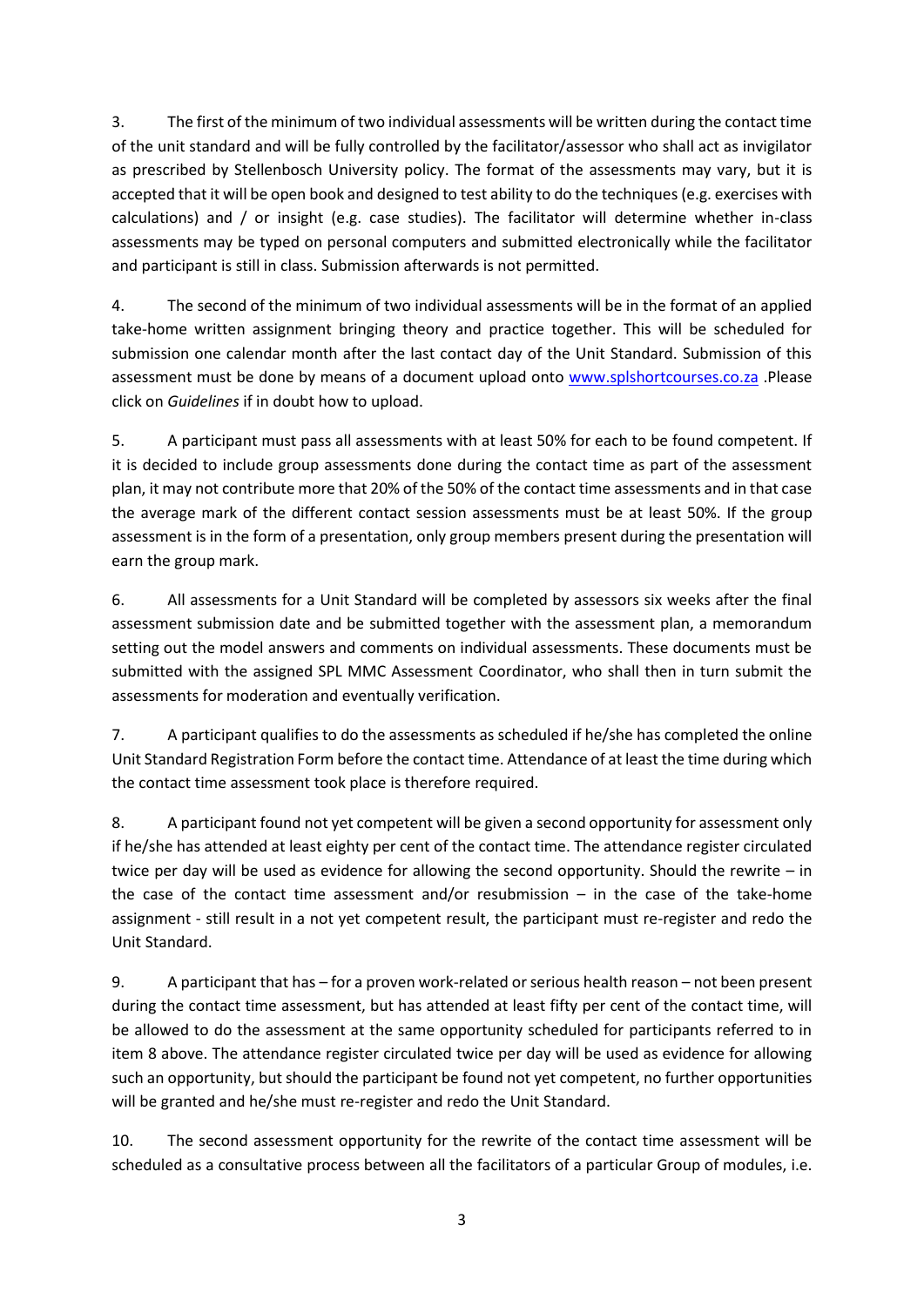3. The first of the minimum of two individual assessments will be written during the contact time of the unit standard and will be fully controlled by the facilitator/assessor who shall act as invigilator as prescribed by Stellenbosch University policy. The format of the assessments may vary, but it is accepted that it will be open book and designed to test ability to do the techniques (e.g. exercises with calculations) and / or insight (e.g. case studies). The facilitator will determine whether in-class assessments may be typed on personal computers and submitted electronically while the facilitator and participant is still in class. Submission afterwards is not permitted.

4. The second of the minimum of two individual assessments will be in the format of an applied take-home written assignment bringing theory and practice together. This will be scheduled for submission one calendar month after the last contact day of the Unit Standard. Submission of this assessment must be done by means of a document upload onto [www.splshortcourses.co.za](http://www.splshortcourses.co.za) .Please click on *Guidelines* if in doubt how to upload.

5. A participant must pass all assessments with at least 50% for each to be found competent. If it is decided to include group assessments done during the contact time as part of the assessment plan, it may not contribute more that 20% of the 50% of the contact time assessments and in that case the average mark of the different contact session assessments must be at least 50%. If the group assessment is in the form of a presentation, only group members present during the presentation will earn the group mark.

6. All assessments for a Unit Standard will be completed by assessors six weeks after the final assessment submission date and be submitted together with the assessment plan, a memorandum setting out the model answers and comments on individual assessments. These documents must be submitted with the assigned SPL MMC Assessment Coordinator, who shall then in turn submit the assessments for moderation and eventually verification.

7. A participant qualifies to do the assessments as scheduled if he/she has completed the online Unit Standard Registration Form before the contact time. Attendance of at least the time during which the contact time assessment took place is therefore required.

8. A participant found not yet competent will be given a second opportunity for assessment only if he/she has attended at least eighty per cent of the contact time. The attendance register circulated twice per day will be used as evidence for allowing the second opportunity. Should the rewrite – in the case of the contact time assessment and/or resubmission – in the case of the take-home assignment - still result in a not yet competent result, the participant must re-register and redo the Unit Standard.

9. A participant that has – for a proven work-related or serious health reason – not been present during the contact time assessment, but has attended at least fifty per cent of the contact time, will be allowed to do the assessment at the same opportunity scheduled for participants referred to in item 8 above. The attendance register circulated twice per day will be used as evidence for allowing such an opportunity, but should the participant be found not yet competent, no further opportunities will be granted and he/she must re-register and redo the Unit Standard.

10. The second assessment opportunity for the rewrite of the contact time assessment will be scheduled as a consultative process between all the facilitators of a particular Group of modules, i.e.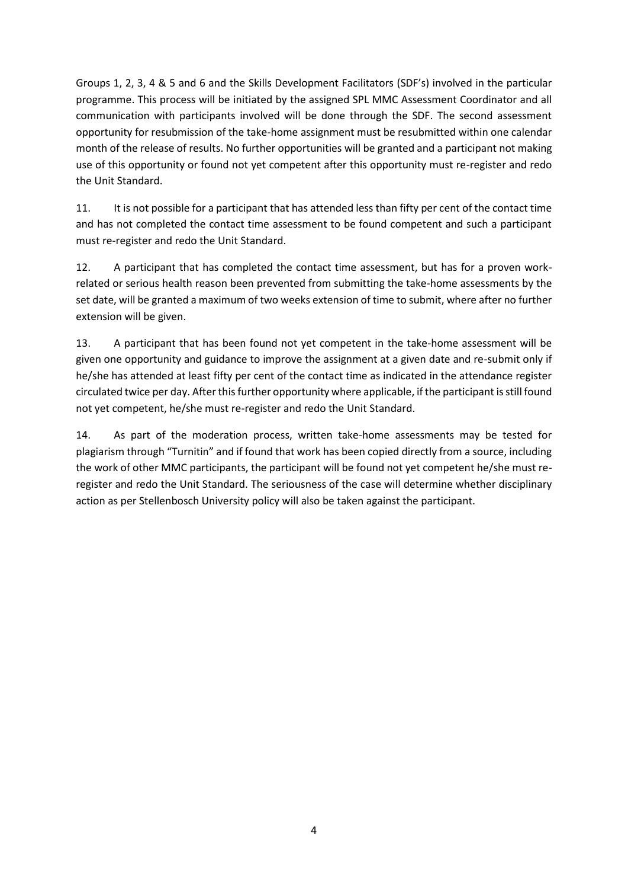Groups 1, 2, 3, 4 & 5 and 6 and the Skills Development Facilitators (SDF's) involved in the particular programme. This process will be initiated by the assigned SPL MMC Assessment Coordinator and all communication with participants involved will be done through the SDF. The second assessment opportunity for resubmission of the take-home assignment must be resubmitted within one calendar month of the release of results. No further opportunities will be granted and a participant not making use of this opportunity or found not yet competent after this opportunity must re-register and redo the Unit Standard.

11. It is not possible for a participant that has attended less than fifty per cent of the contact time and has not completed the contact time assessment to be found competent and such a participant must re-register and redo the Unit Standard.

12. A participant that has completed the contact time assessment, but has for a proven work-related or serious health reason been prevented from submitting the take-home assessments by the set date, will be granted a maximum of two weeks extension of time to submit, where after no further extension will be given.

13. A participant that has been found not yet competent in the take-home assessment will be given one opportunity and guidance to improve the assignment at a given date and re-submit only if he/she has attended at least fifty per cent of the contact time as indicated in the attendance register circulated twice per day. After this further opportunity where applicable, if the participant is still found not yet competent, he/she must re-register and redo the Unit Standard.

14. As part of the moderation process, written take-home assessments may be tested for plagiarism through "Turnitin" and if found that work has been copied directly from a source, including the work of other MMC participants, the participant will be found not yet competent he/she must re-register and redo the Unit Standard. The seriousness of the case will determine whether disciplinary action as per Stellenbosch University policy will also be taken against the participant.